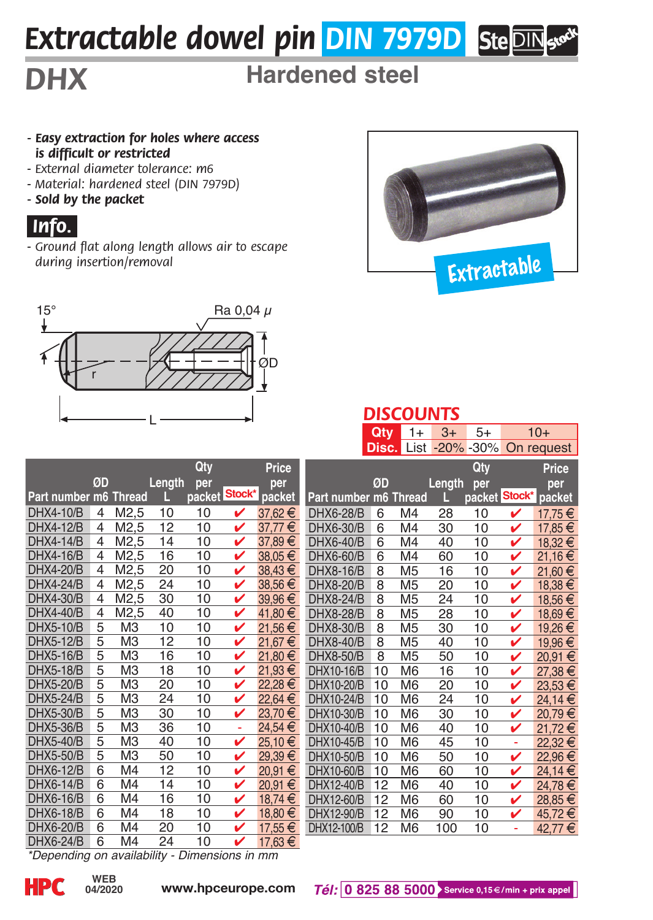# Extractable dowel pin DIN 7979D

## DHX

### Hardened steel

- ***Easy extraction for holes where access is difficult or restricted***
- *External diameter tolerance: m6*
- *Material: hardened steel (DIN 7979D)*
- ***Sold by the packet***

**Info.**

- *Ground flat along length allows air to escape during insertion/removal*

Extractable

15°   Ra 0,04 µ   r   ØD   L

## DISCOUNTS

| Qty | 1+ | 3+ | 5+ | 10+ |
|---|---|---|---|---|
| Disc. | List | -20% | -30% | On request |

| Part number | ØD m6 | Thread | Length L | Qty per packet | Stock* | Price per packet |
|---|---|---|---|---|---|---|
| DHX4-10/B | 4 | M2,5 | 10 | 10 | ✔ | 37,62 € |
| DHX4-12/B | 4 | M2,5 | 12 | 10 | ✔ | 37,77 € |
| DHX4-14/B | 4 | M2,5 | 14 | 10 | ✔ | 37,89 € |
| DHX4-16/B | 4 | M2,5 | 16 | 10 | ✔ | 38,05 € |
| DHX4-20/B | 4 | M2,5 | 20 | 10 | ✔ | 38,43 € |
| DHX4-24/B | 4 | M2,5 | 24 | 10 | ✔ | 38,56 € |
| DHX4-30/B | 4 | M2,5 | 30 | 10 | ✔ | 39,96 € |
| DHX4-40/B | 4 | M2,5 | 40 | 10 | ✔ | 41,80 € |
| DHX5-10/B | 5 | M3 | 10 | 10 | ✔ | 21,56 € |
| DHX5-12/B | 5 | M3 | 12 | 10 | ✔ | 21,67 € |
| DHX5-16/B | 5 | M3 | 16 | 10 | ✔ | 21,80 € |
| DHX5-18/B | 5 | M3 | 18 | 10 | ✔ | 21,93 € |
| DHX5-20/B | 5 | M3 | 20 | 10 | ✔ | 22,28 € |
| DHX5-24/B | 5 | M3 | 24 | 10 | ✔ | 22,64 € |
| DHX5-30/B | 5 | M3 | 30 | 10 | ✔ | 23,70 € |
| DHX5-36/B | 5 | M3 | 36 | 10 | - | 24,54 € |
| DHX5-40/B | 5 | M3 | 40 | 10 | ✔ | 25,10 € |
| DHX5-50/B | 5 | M3 | 50 | 10 | ✔ | 29,39 € |
| DHX6-12/B | 6 | M4 | 12 | 10 | ✔ | 20,91 € |
| DHX6-14/B | 6 | M4 | 14 | 10 | ✔ | 20,91 € |
| DHX6-16/B | 6 | M4 | 16 | 10 | ✔ | 18,74 € |
| DHX6-18/B | 6 | M4 | 18 | 10 | ✔ | 18,80 € |
| DHX6-20/B | 6 | M4 | 20 | 10 | ✔ | 17,55 € |
| DHX6-24/B | 6 | M4 | 24 | 10 | ✔ | 17,63 € |
| DHX6-28/B | 6 | M4 | 28 | 10 | ✔ | 17,75 € |
| DHX6-30/B | 6 | M4 | 30 | 10 | ✔ | 17,85 € |
| DHX6-40/B | 6 | M4 | 40 | 10 | ✔ | 18,32 € |
| DHX6-60/B | 6 | M4 | 60 | 10 | ✔ | 21,16 € |
| DHX8-16/B | 8 | M5 | 16 | 10 | ✔ | 21,60 € |
| DHX8-20/B | 8 | M5 | 20 | 10 | ✔ | 18,38 € |
| DHX8-24/B | 8 | M5 | 24 | 10 | ✔ | 18,56 € |
| DHX8-28/B | 8 | M5 | 28 | 10 | ✔ | 18,69 € |
| DHX8-30/B | 8 | M5 | 30 | 10 | ✔ | 19,26 € |
| DHX8-40/B | 8 | M5 | 40 | 10 | ✔ | 19,96 € |
| DHX8-50/B | 8 | M5 | 50 | 10 | ✔ | 20,91 € |
| DHX10-16/B | 10 | M6 | 16 | 10 | ✔ | 27,38 € |
| DHX10-20/B | 10 | M6 | 20 | 10 | ✔ | 23,53 € |
| DHX10-24/B | 10 | M6 | 24 | 10 | ✔ | 24,14 € |
| DHX10-30/B | 10 | M6 | 30 | 10 | ✔ | 20,79 € |
| DHX10-40/B | 10 | M6 | 40 | 10 | ✔ | 21,72 € |
| DHX10-45/B | 10 | M6 | 45 | 10 | - | 22,32 € |
| DHX10-50/B | 10 | M6 | 50 | 10 | ✔ | 22,96 € |
| DHX10-60/B | 10 | M6 | 60 | 10 | ✔ | 24,14 € |
| DHX12-40/B | 12 | M6 | 40 | 10 | ✔ | 24,78 € |
| DHX12-60/B | 12 | M6 | 60 | 10 | ✔ | 28,85 € |
| DHX12-90/B | 12 | M6 | 90 | 10 | ✔ | 45,72 € |
| DHX12-100/B | 12 | M6 | 100 | 10 | - | 42,77 € |

*\*Depending on availability - Dimensions in mm*

HPC WEB 04/2020 www.hpceurope.com *Tél:* 0 825 88 5000 Service 0,15 €/min + prix appel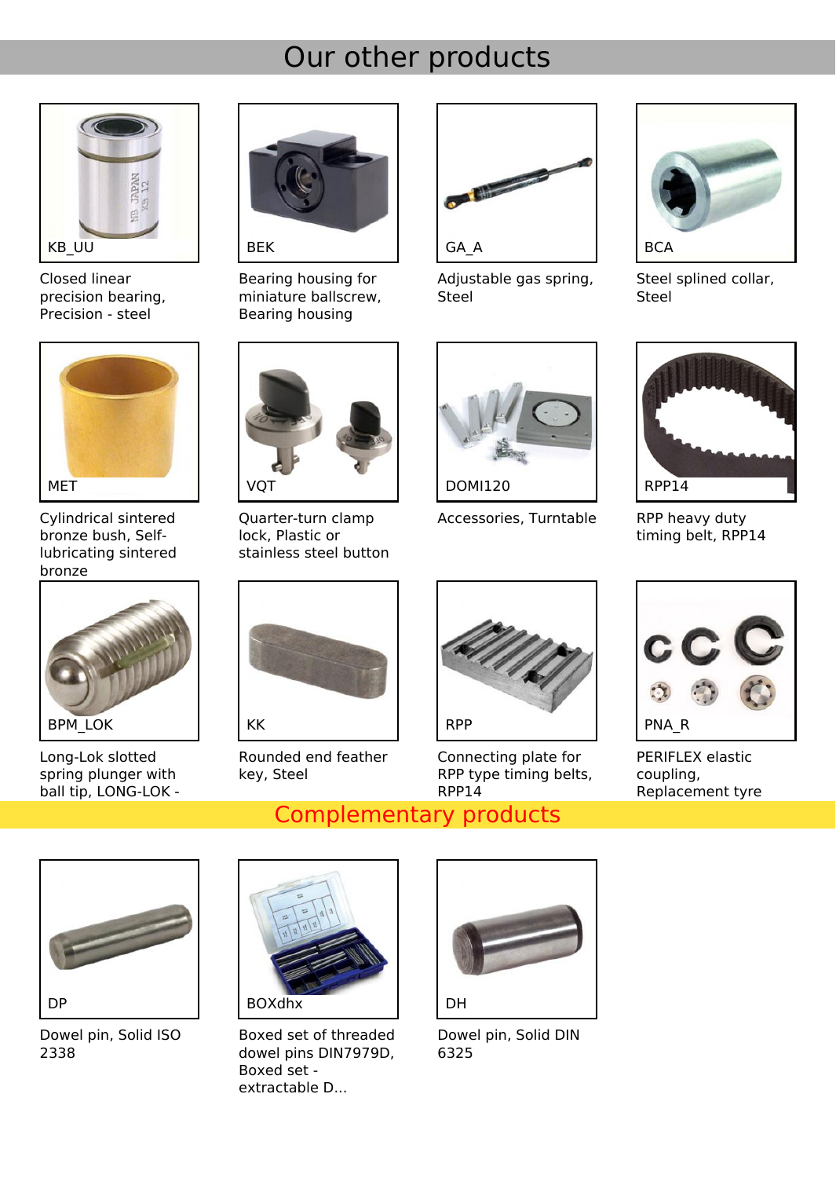# Our other products

KB_UU

Closed linear precision bearing, Precision - steel

BEK

Bearing housing for miniature ballscrew, Bearing housing

GA_A

Adjustable gas spring, Steel

BCA

Steel splined collar, Steel

MET

Cylindrical sintered bronze bush, Self-lubricating sintered bronze

VQT

Quarter-turn clamp lock, Plastic or stainless steel button

DOMI120

Accessories, Turntable

RPP14

RPP heavy duty timing belt, RPP14

BPM_LOK

Long-Lok slotted spring plunger with ball tip, LONG-LOK -

KK

Rounded end feather key, Steel

RPP

Connecting plate for RPP type timing belts, RPP14

PNA_R

PERIFLEX elastic coupling, Replacement tyre

# Complementary products

DP

Dowel pin, Solid ISO 2338

BOXdhx

Boxed set of threaded dowel pins DIN7979D, Boxed set - extractable D...

DH

Dowel pin, Solid DIN 6325